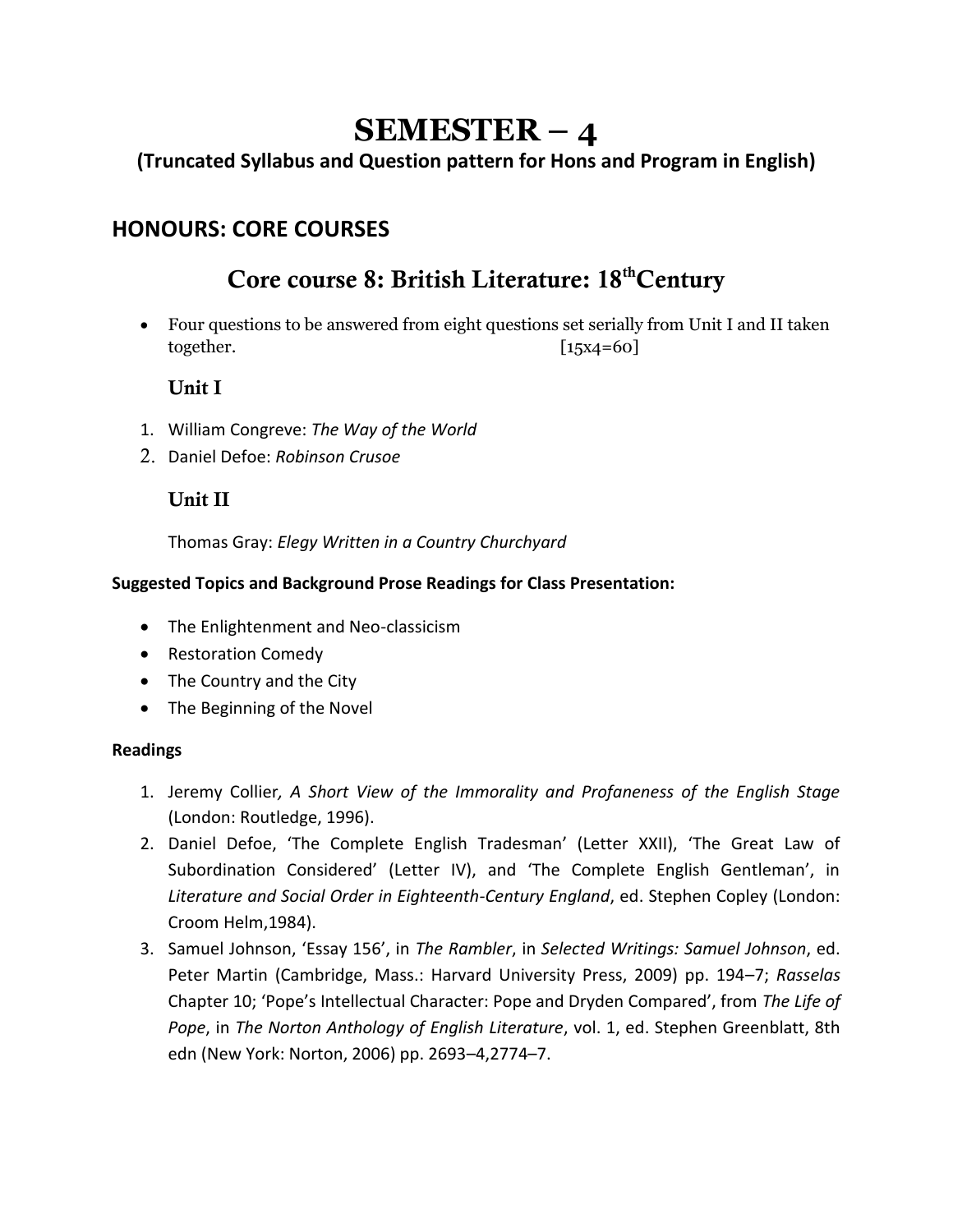# SEMESTER – 4

**(Truncated Syllabus and Question pattern for Hons and Program in English)**

## HONOURS: CORE COURSES

## Core course 8: British Literature: 18th Century

- Four questions to be answered from eight questions set serially from Unit I and II taken together. [15x4=60]

### Unit I

1. William Congreve: *The Way of the World*
2. Daniel Defoe: *Robinson Crusoe*

### Unit II

Thomas Gray: *Elegy Written in a Country Churchyard*

**Suggested Topics and Background Prose Readings for Class Presentation:**

- The Enlightenment and Neo-classicism
- Restoration Comedy
- The Country and the City
- The Beginning of the Novel

**Readings**

1. Jeremy Collier*, A Short View of the Immorality and Profaneness of the English Stage* (London: Routledge, 1996).
2. Daniel Defoe, 'The Complete English Tradesman' (Letter XXII), 'The Great Law of Subordination Considered' (Letter IV), and 'The Complete English Gentleman', in *Literature and Social Order in Eighteenth-Century England*, ed. Stephen Copley (London: Croom Helm,1984).
3. Samuel Johnson, 'Essay 156', in *The Rambler*, in *Selected Writings: Samuel Johnson*, ed. Peter Martin (Cambridge, Mass.: Harvard University Press, 2009) pp. 194–7; *Rasselas* Chapter 10; 'Pope's Intellectual Character: Pope and Dryden Compared', from *The Life of Pope*, in *The Norton Anthology of English Literature*, vol. 1, ed. Stephen Greenblatt, 8th edn (New York: Norton, 2006) pp. 2693–4,2774–7.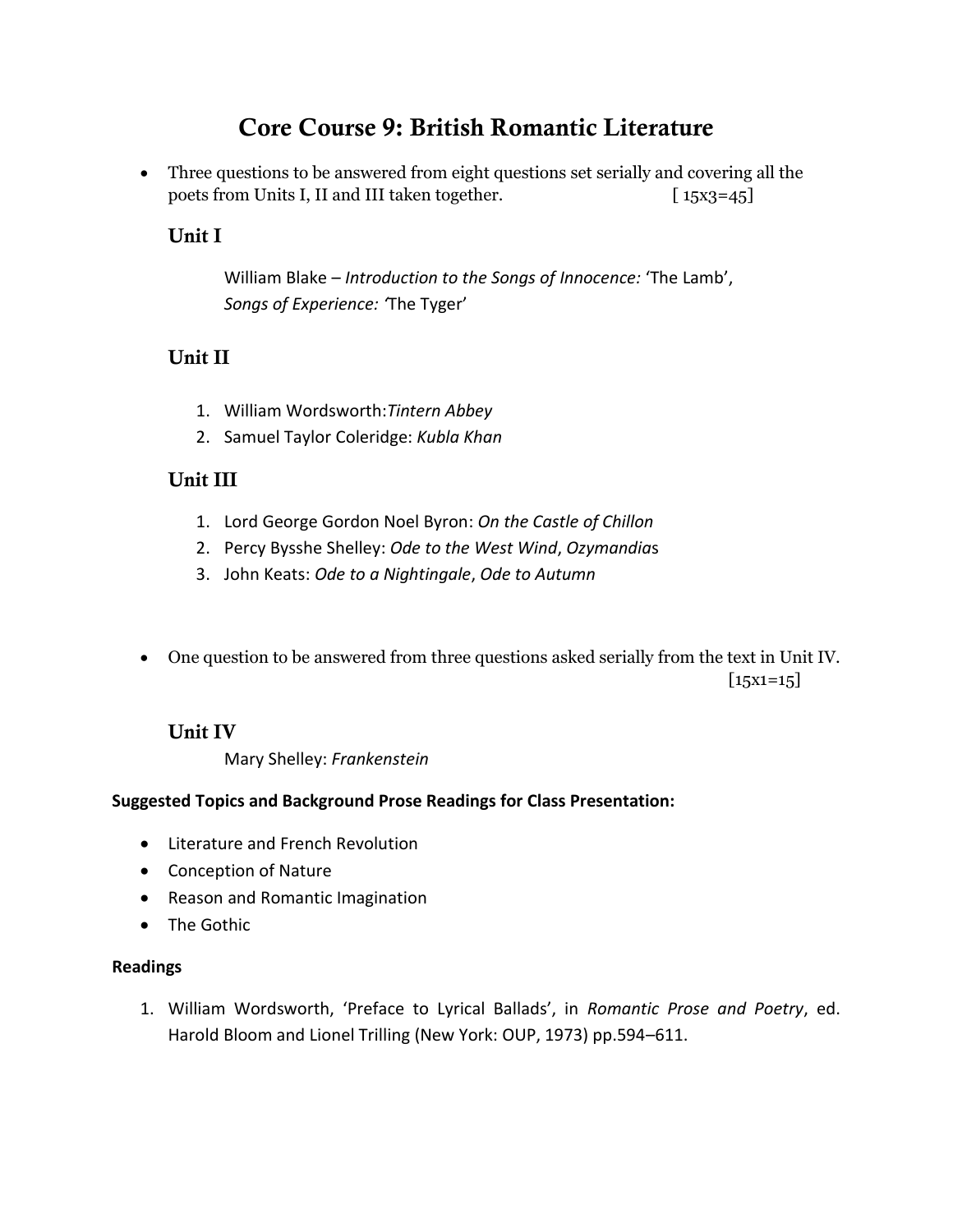# Core Course 9: British Romantic Literature

- Three questions to be answered from eight questions set serially and covering all the poets from Units I, II and III taken together. [ 15x3=45]

## Unit I

William Blake – *Introduction to the Songs of Innocence:* 'The Lamb',
*Songs of Experience: '*The Tyger'

## Unit II

1. William Wordsworth:*Tintern Abbey*
2. Samuel Taylor Coleridge: *Kubla Khan*

## Unit III

1. Lord George Gordon Noel Byron: *On the Castle of Chillon*
2. Percy Bysshe Shelley: *Ode to the West Wind*, *Ozymandia*s
3. John Keats: *Ode to a Nightingale*, *Ode to Autumn*

- One question to be answered from three questions asked serially from the text in Unit IV. [15x1=15]

## Unit IV

Mary Shelley: *Frankenstein*

**Suggested Topics and Background Prose Readings for Class Presentation:**

- Literature and French Revolution
- Conception of Nature
- Reason and Romantic Imagination
- The Gothic

**Readings**

1. William Wordsworth, 'Preface to Lyrical Ballads', in *Romantic Prose and Poetry*, ed. Harold Bloom and Lionel Trilling (New York: OUP, 1973) pp.594–611.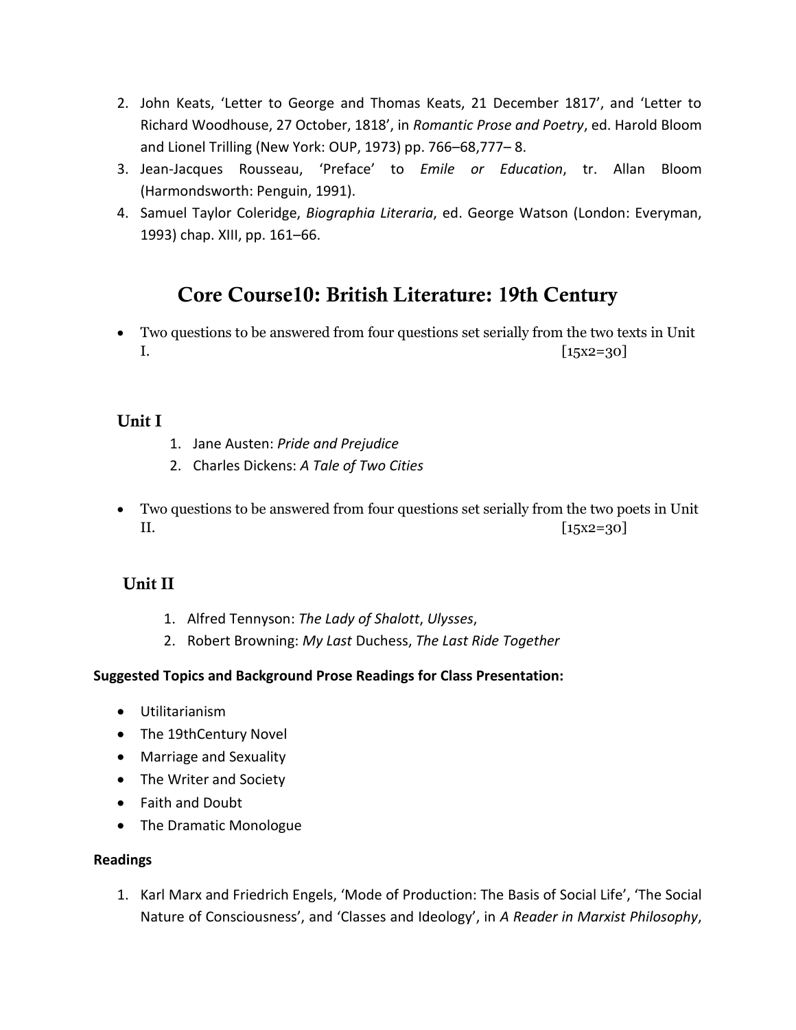2. John Keats, 'Letter to George and Thomas Keats, 21 December 1817', and 'Letter to Richard Woodhouse, 27 October, 1818', in *Romantic Prose and Poetry*, ed. Harold Bloom and Lionel Trilling (New York: OUP, 1973) pp. 766–68,777– 8.
3. Jean-Jacques Rousseau, 'Preface' to *Emile or Education*, tr. Allan Bloom (Harmondsworth: Penguin, 1991).
4. Samuel Taylor Coleridge, *Biographia Literaria*, ed. George Watson (London: Everyman, 1993) chap. XIII, pp. 161–66.

## Core Course10: British Literature: 19th Century

- Two questions to be answered from four questions set serially from the two texts in Unit I. [15x2=30]

### Unit I

1. Jane Austen: *Pride and Prejudice*
2. Charles Dickens: *A Tale of Two Cities*

- Two questions to be answered from four questions set serially from the two poets in Unit II. [15x2=30]

### Unit II

1. Alfred Tennyson: *The Lady of Shalott*, *Ulysses*,
2. Robert Browning: *My Last* Duchess, *The Last Ride Together*

**Suggested Topics and Background Prose Readings for Class Presentation:**

- Utilitarianism
- The 19thCentury Novel
- Marriage and Sexuality
- The Writer and Society
- Faith and Doubt
- The Dramatic Monologue

**Readings**

1. Karl Marx and Friedrich Engels, 'Mode of Production: The Basis of Social Life', 'The Social Nature of Consciousness', and 'Classes and Ideology', in *A Reader in Marxist Philosophy*,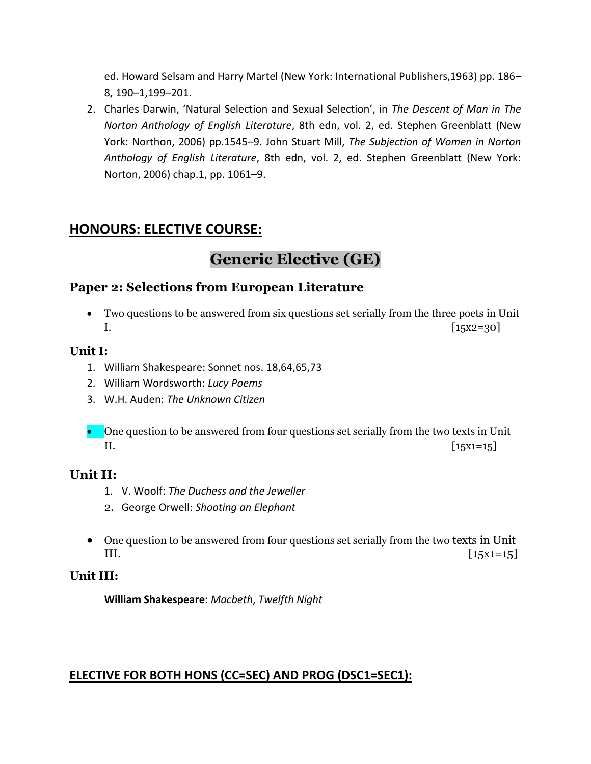ed. Howard Selsam and Harry Martel (New York: International Publishers,1963) pp. 186–8, 190–1,199–201.

2. Charles Darwin, 'Natural Selection and Sexual Selection', in *The Descent of Man in The Norton Anthology of English Literature*, 8th edn, vol. 2, ed. Stephen Greenblatt (New York: Northon, 2006) pp.1545–9. John Stuart Mill, *The Subjection of Women in Norton Anthology of English Literature*, 8th edn, vol. 2, ed. Stephen Greenblatt (New York: Norton, 2006) chap.1, pp. 1061–9.

## HONOURS: ELECTIVE COURSE:

# Generic Elective (GE)

### Paper 2: Selections from European Literature

- Two questions to be answered from six questions set serially from the three poets in Unit I. [15x2=30]

### Unit I:

1. William Shakespeare: Sonnet nos. 18,64,65,73
2. William Wordsworth: *Lucy Poems*
3. W.H. Auden: *The Unknown Citizen*

- One question to be answered from four questions set serially from the two texts in Unit II. [15x1=15]

### Unit II:

1. V. Woolf: *The Duchess and the Jeweller*
2. George Orwell: *Shooting an Elephant*

- One question to be answered from four questions set serially from the two texts in Unit III. [15x1=15]

### Unit III:

**William Shakespeare:** *Macbeth*, *Twelfth Night*

## ELECTIVE FOR BOTH HONS (CC=SEC) AND PROG (DSC1=SEC1):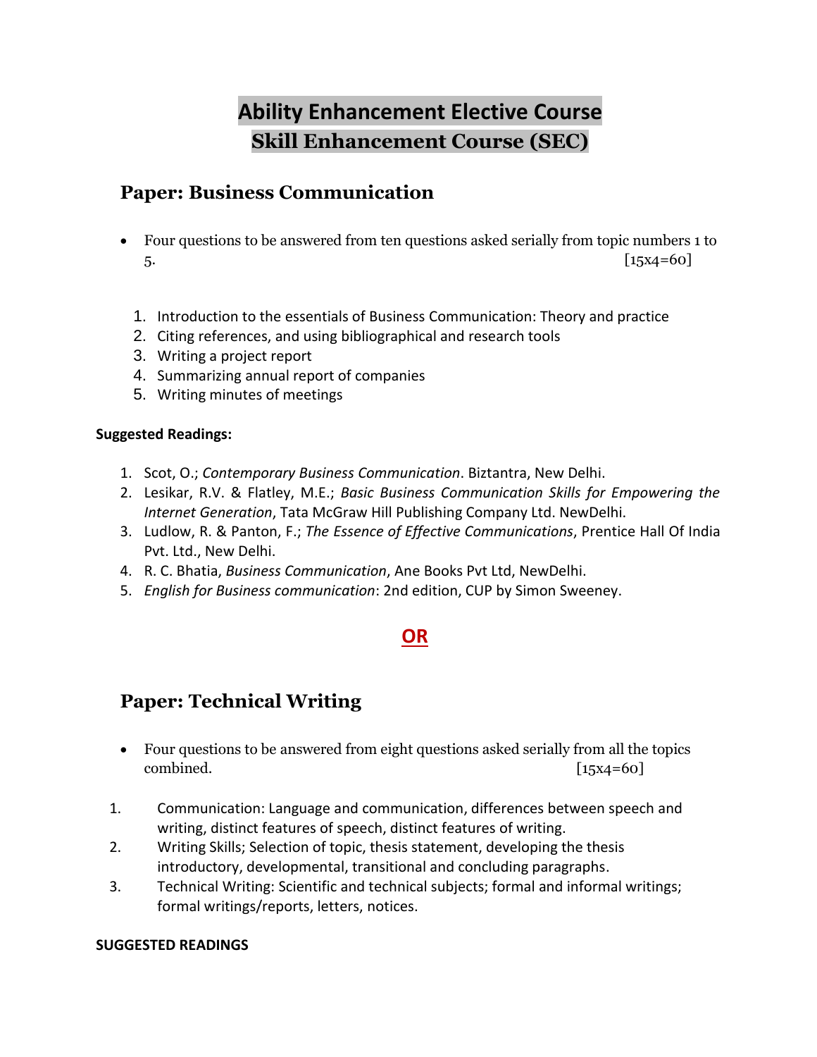# Ability Enhancement Elective Course
# Skill Enhancement Course (SEC)

## Paper: Business Communication

- Four questions to be answered from ten questions asked serially from topic numbers 1 to 5. [15x4=60]

1. Introduction to the essentials of Business Communication: Theory and practice
2. Citing references, and using bibliographical and research tools
3. Writing a project report
4. Summarizing annual report of companies
5. Writing minutes of meetings

**Suggested Readings:**

1. Scot, O.; *Contemporary Business Communication*. Biztantra, New Delhi.
2. Lesikar, R.V. & Flatley, M.E.; *Basic Business Communication Skills for Empowering the Internet Generation*, Tata McGraw Hill Publishing Company Ltd. NewDelhi.
3. Ludlow, R. & Panton, F.; *The Essence of Effective Communications*, Prentice Hall Of India Pvt. Ltd., New Delhi.
4. R. C. Bhatia, *Business Communication*, Ane Books Pvt Ltd, NewDelhi.
5. *English for Business communication*: 2nd edition, CUP by Simon Sweeney.

**OR**

## Paper: Technical Writing

- Four questions to be answered from eight questions asked serially from all the topics combined. [15x4=60]

1. Communication: Language and communication, differences between speech and writing, distinct features of speech, distinct features of writing.
2. Writing Skills; Selection of topic, thesis statement, developing the thesis introductory, developmental, transitional and concluding paragraphs.
3. Technical Writing: Scientific and technical subjects; formal and informal writings; formal writings/reports, letters, notices.

**SUGGESTED READINGS**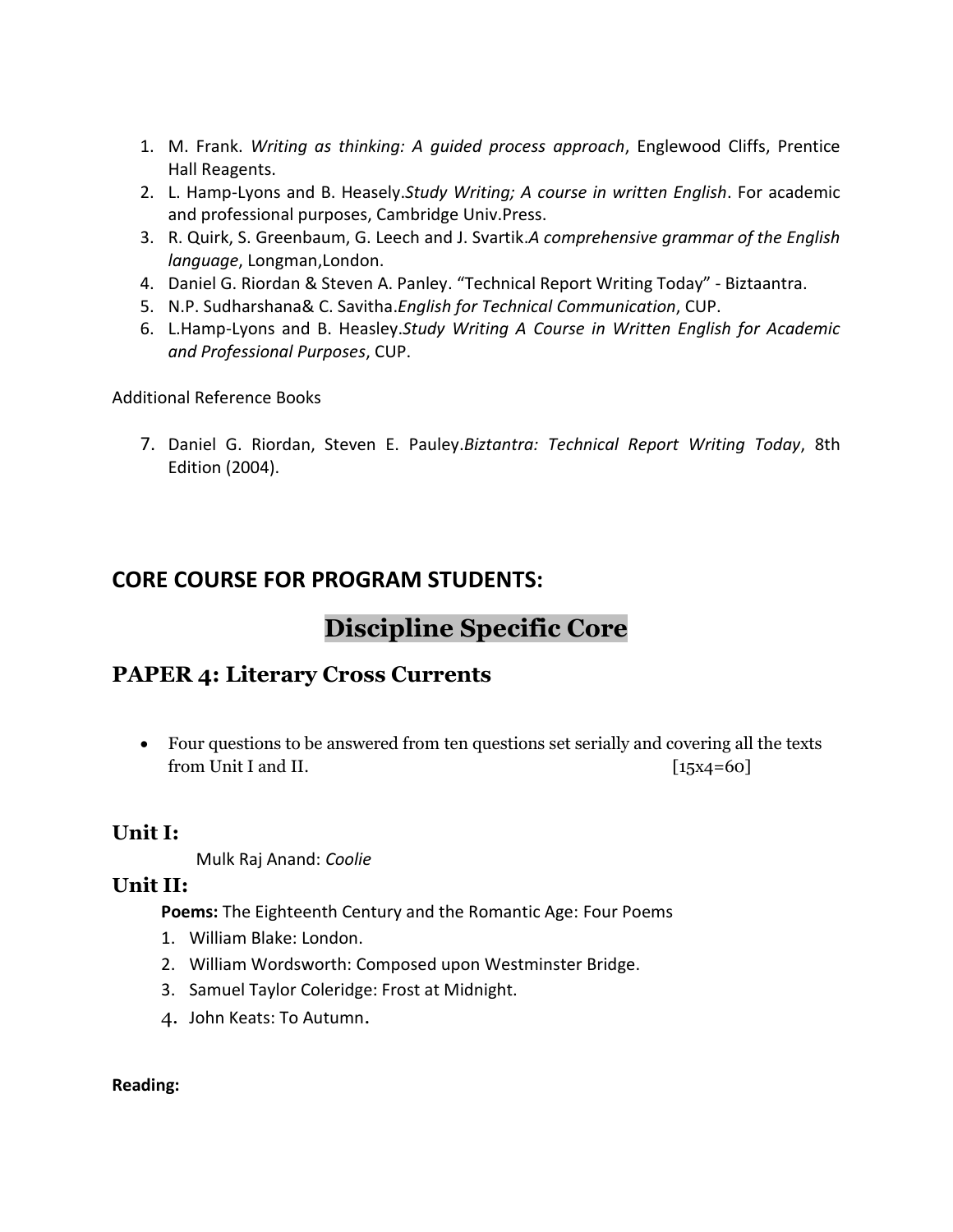1. M. Frank. *Writing as thinking: A guided process approach*, Englewood Cliffs, Prentice Hall Reagents.
2. L. Hamp-Lyons and B. Heasely.*Study Writing; A course in written English*. For academic and professional purposes, Cambridge Univ.Press.
3. R. Quirk, S. Greenbaum, G. Leech and J. Svartik.*A comprehensive grammar of the English language*, Longman,London.
4. Daniel G. Riordan & Steven A. Panley. "Technical Report Writing Today" - Biztaantra.
5. N.P. Sudharshana& C. Savitha.*English for Technical Communication*, CUP.
6. L.Hamp-Lyons and B. Heasley.*Study Writing A Course in Written English for Academic and Professional Purposes*, CUP.

Additional Reference Books

7. Daniel G. Riordan, Steven E. Pauley.*Biztantra: Technical Report Writing Today*, 8th Edition (2004).

## CORE COURSE FOR PROGRAM STUDENTS:

# Discipline Specific Core

## PAPER 4: Literary Cross Currents

- Four questions to be answered from ten questions set serially and covering all the texts from Unit I and II. [15x4=60]

### Unit I:

Mulk Raj Anand: *Coolie*

### Unit II:

**Poems:** The Eighteenth Century and the Romantic Age: Four Poems

1. William Blake: London.
2. William Wordsworth: Composed upon Westminster Bridge.
3. Samuel Taylor Coleridge: Frost at Midnight.
4. John Keats: To Autumn.

**Reading:**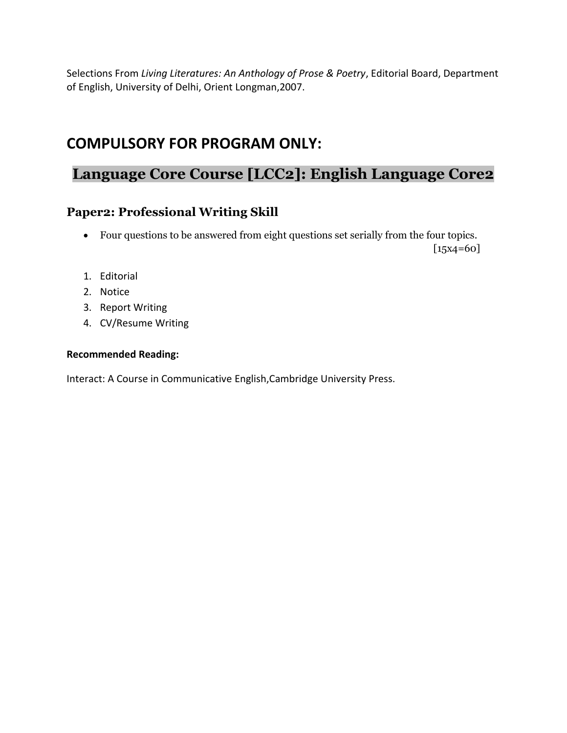Selections From *Living Literatures: An Anthology of Prose & Poetry*, Editorial Board, Department of English, University of Delhi, Orient Longman,2007.

## COMPULSORY FOR PROGRAM ONLY:

## Language Core Course [LCC2]: English Language Core2

### Paper2: Professional Writing Skill

- Four questions to be answered from eight questions set serially from the four topics. [15x4=60]

1. Editorial
2. Notice
3. Report Writing
4. CV/Resume Writing

**Recommended Reading:**

Interact: A Course in Communicative English,Cambridge University Press.